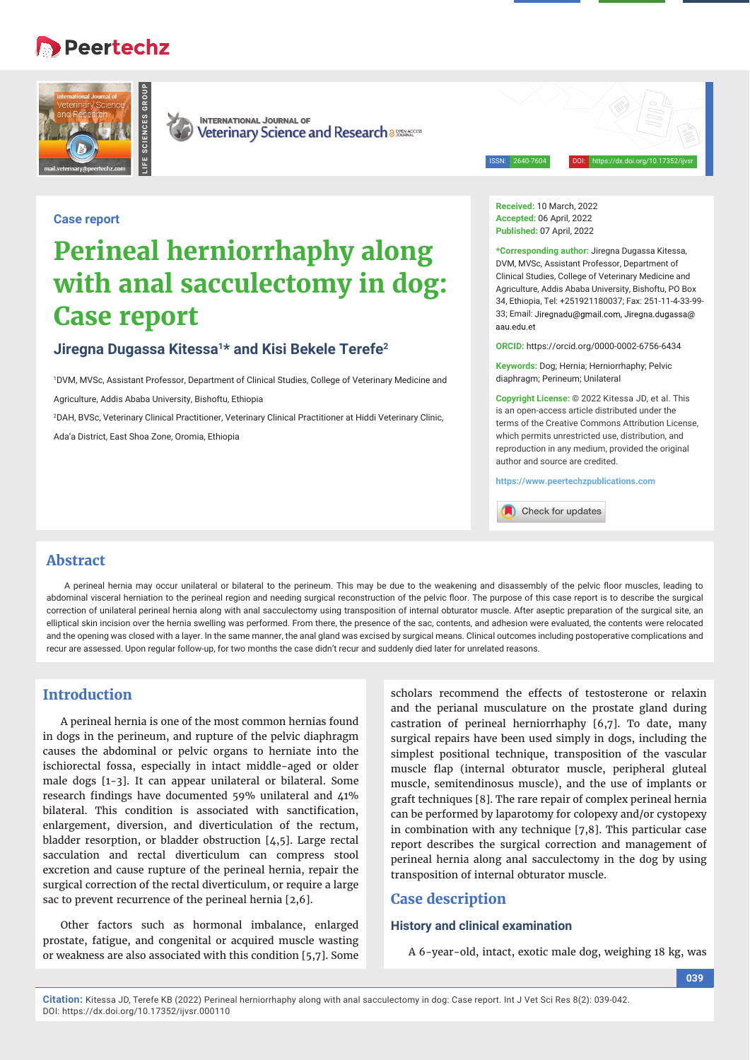Case report

# Perineal herniorrhaphy along with anal sacculectomy in dog: Case report

**Jiregna Dugassa Kitessa[1]* and Kisi Bekele Terefe[2]**

[1]DVM, MVSc, Assistant Professor, Department of Clinical Studies, College of Veterinary Medicine and Agriculture, Addis Ababa University, Bishoftu, Ethiopia

[2]DAH, BVSc, Veterinary Clinical Practitioner, Veterinary Clinical Practitioner at Hiddi Veterinary Clinic, Ada'a District, East Shoa Zone, Oromia, Ethiopia

**Received:** 10 March, 2022
**Accepted:** 06 April, 2022
**Published:** 07 April, 2022

***Corresponding author:** Jiregna Dugassa Kitessa, DVM, MVSc, Assistant Professor, Department of Clinical Studies, College of Veterinary Medicine and Agriculture, Addis Ababa University, Bishoftu, PO Box 34, Ethiopia, Tel: +251921180037; Fax: 251-11-4-33-99-33; Email: Jiregnadu@gmail.com, Jiregna.dugassa@aau.edu.et

**ORCID:** https://orcid.org/0000-0002-6756-6434

**Keywords:** Dog; Hernia; Herniorrhaphy; Pelvic diaphragm; Perineum; Unilateral

**Copyright License:** © 2022 Kitessa JD, et al. This is an open-access article distributed under the terms of the Creative Commons Attribution License, which permits unrestricted use, distribution, and reproduction in any medium, provided the original author and source are credited.

https://www.peertechzpublications.com

## Abstract

A perineal hernia may occur unilateral or bilateral to the perineum. This may be due to the weakening and disassembly of the pelvic floor muscles, leading to abdominal visceral herniation to the perineal region and needing surgical reconstruction of the pelvic floor. The purpose of this case report is to describe the surgical correction of unilateral perineal hernia along with anal sacculectomy using transposition of internal obturator muscle. After aseptic preparation of the surgical site, an elliptical skin incision over the hernia swelling was performed. From there, the presence of the sac, contents, and adhesion were evaluated, the contents were relocated and the opening was closed with a layer. In the same manner, the anal gland was excised by surgical means. Clinical outcomes including postoperative complications and recur are assessed. Upon regular follow-up, for two months the case didn't recur and suddenly died later for unrelated reasons.

## Introduction

A perineal hernia is one of the most common hernias found in dogs in the perineum, and rupture of the pelvic diaphragm causes the abdominal or pelvic organs to herniate into the ischiorectal fossa, especially in intact middle-aged or older male dogs [1-3]. It can appear unilateral or bilateral. Some research findings have documented 59% unilateral and 41% bilateral. This condition is associated with sanctification, enlargement, diversion, and diverticulation of the rectum, bladder resorption, or bladder obstruction [4,5]. Large rectal sacculation and rectal diverticulum can compress stool excretion and cause rupture of the perineal hernia, repair the surgical correction of the rectal diverticulum, or require a large sac to prevent recurrence of the perineal hernia [2,6].

Other factors such as hormonal imbalance, enlarged prostate, fatigue, and congenital or acquired muscle wasting or weakness are also associated with this condition [5,7]. Some scholars recommend the effects of testosterone or relaxin and the perianal musculature on the prostate gland during castration of perineal herniorrhaphy [6,7]. To date, many surgical repairs have been used simply in dogs, including the simplest positional technique, transposition of the vascular muscle flap (internal obturator muscle, peripheral gluteal muscle, semitendinosus muscle), and the use of implants or graft techniques [8]. The rare repair of complex perineal hernia can be performed by laparotomy for colopexy and/or cystopexy in combination with any technique [7,8]. This particular case report describes the surgical correction and management of perineal hernia along anal sacculectomy in the dog by using transposition of internal obturator muscle.

## Case description

### History and clinical examination

A 6-year-old, intact, exotic male dog, weighing 18 kg, was

**Citation:** Kitessa JD, Terefe KB (2022) Perineal herniorrhaphy along with anal sacculectomy in dog: Case report. Int J Vet Sci Res 8(2): 039-042. DOI: https://dx.doi.org/10.17352/ijvsr.000110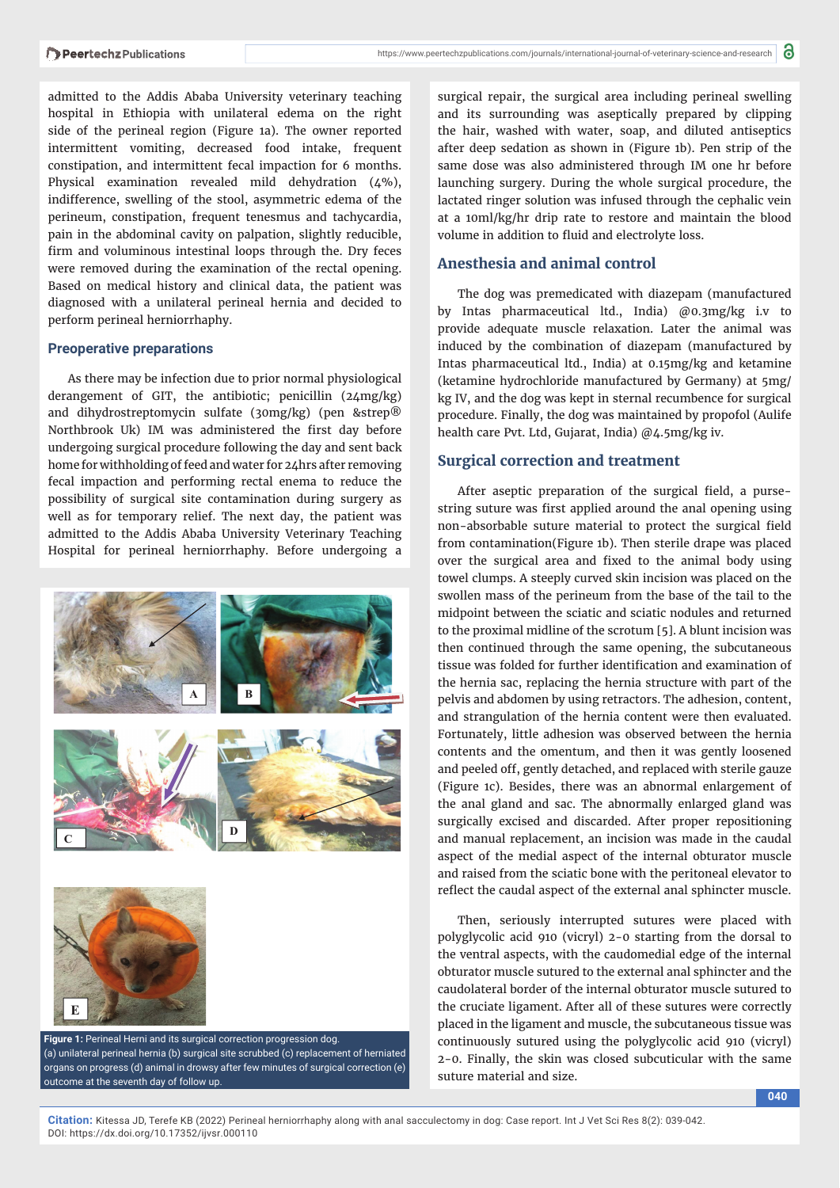admitted to the Addis Ababa University veterinary teaching hospital in Ethiopia with unilateral edema on the right side of the perineal region (Figure 1a). The owner reported intermittent vomiting, decreased food intake, frequent constipation, and intermittent fecal impaction for 6 months. Physical examination revealed mild dehydration (4%), indifference, swelling of the stool, asymmetric edema of the perineum, constipation, frequent tenesmus and tachycardia, pain in the abdominal cavity on palpation, slightly reducible, firm and voluminous intestinal loops through the. Dry feces were removed during the examination of the rectal opening. Based on medical history and clinical data, the patient was diagnosed with a unilateral perineal hernia and decided to perform perineal herniorrhaphy.

## Preoperative preparations

As there may be infection due to prior normal physiological derangement of GIT, the antibiotic; penicillin (24mg/kg) and dihydrostreptomycin sulfate (30mg/kg) (pen &strep® Northbrook Uk) IM was administered the first day before undergoing surgical procedure following the day and sent back home for withholding of feed and water for 24hrs after removing fecal impaction and performing rectal enema to reduce the possibility of surgical site contamination during surgery as well as for temporary relief. The next day, the patient was admitted to the Addis Ababa University Veterinary Teaching Hospital for perineal herniorrhaphy. Before undergoing a surgical repair, the surgical area including perineal swelling and its surrounding was aseptically prepared by clipping the hair, washed with water, soap, and diluted antiseptics after deep sedation as shown in (Figure 1b). Pen strip of the same dose was also administered through IM one hr before launching surgery. During the whole surgical procedure, the lactated ringer solution was infused through the cephalic vein at a 10ml/kg/hr drip rate to restore and maintain the blood volume in addition to fluid and electrolyte loss.

Figure 1: Perineal Herni and its surgical correction progression dog.
(a) unilateral perineal hernia (b) surgical site scrubbed (c) replacement of herniated organs on progress (d) animal in drowsy after few minutes of surgical correction (e) outcome at the seventh day of follow up.

## Anesthesia and animal control

The dog was premedicated with diazepam (manufactured by Intas pharmaceutical ltd., India) @0.3mg/kg i.v to provide adequate muscle relaxation. Later the animal was induced by the combination of diazepam (manufactured by Intas pharmaceutical ltd., India) at 0.15mg/kg and ketamine (ketamine hydrochloride manufactured by Germany) at 5mg/kg IV, and the dog was kept in sternal recumbence for surgical procedure. Finally, the dog was maintained by propofol (Aulife health care Pvt. Ltd, Gujarat, India) @4.5mg/kg iv.

## Surgical correction and treatment

After aseptic preparation of the surgical field, a purse-string suture was first applied around the anal opening using non-absorbable suture material to protect the surgical field from contamination(Figure 1b). Then sterile drape was placed over the surgical area and fixed to the animal body using towel clumps. A steeply curved skin incision was placed on the swollen mass of the perineum from the base of the tail to the midpoint between the sciatic and sciatic nodules and returned to the proximal midline of the scrotum [5]. A blunt incision was then continued through the same opening, the subcutaneous tissue was folded for further identification and examination of the hernia sac, replacing the hernia structure with part of the pelvis and abdomen by using retractors. The adhesion, content, and strangulation of the hernia content were then evaluated. Fortunately, little adhesion was observed between the hernia contents and the omentum, and then it was gently loosened and peeled off, gently detached, and replaced with sterile gauze (Figure 1c). Besides, there was an abnormal enlargement of the anal gland and sac. The abnormally enlarged gland was surgically excised and discarded. After proper repositioning and manual replacement, an incision was made in the caudal aspect of the medial aspect of the internal obturator muscle and raised from the sciatic bone with the peritoneal elevator to reflect the caudal aspect of the external anal sphincter muscle.

Then, seriously interrupted sutures were placed with polyglycolic acid 910 (vicryl) 2-0 starting from the dorsal to the ventral aspects, with the caudomedial edge of the internal obturator muscle sutured to the external anal sphincter and the caudolateral border of the internal obturator muscle sutured to the cruciate ligament. After all of these sutures were correctly placed in the ligament and muscle, the subcutaneous tissue was continuously sutured using the polyglycolic acid 910 (vicryl) 2-0. Finally, the skin was closed subcuticular with the same suture material and size.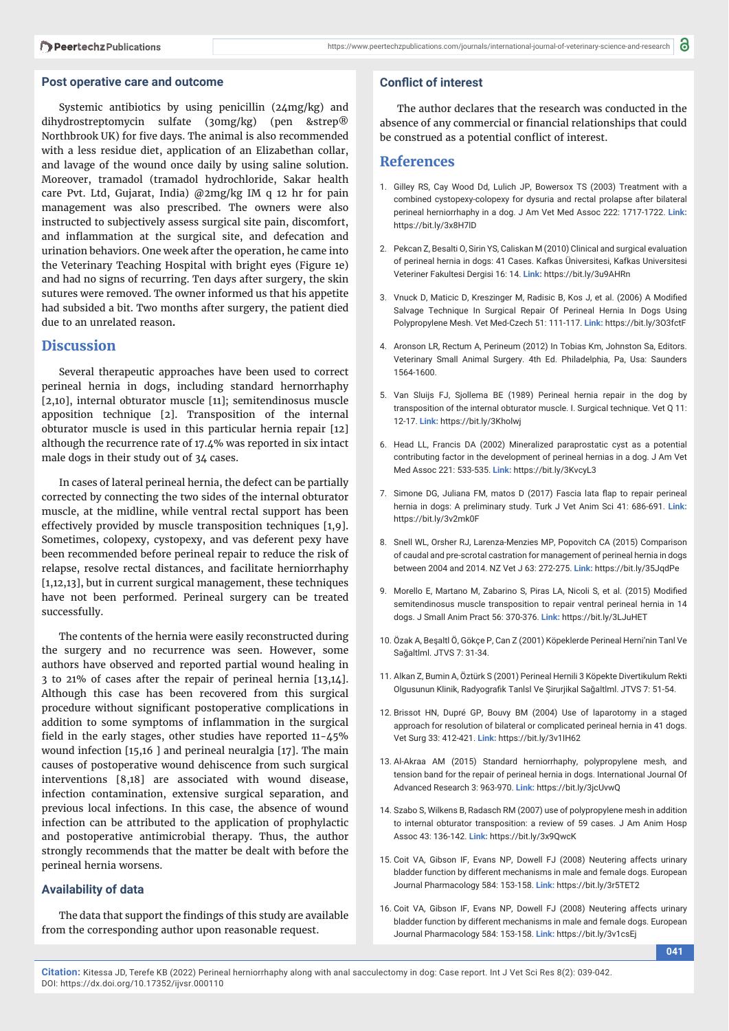## Post operative care and outcome

Systemic antibiotics by using penicillin (24mg/kg) and dihydrostreptomycin sulfate (30mg/kg) (pen &strep® Northbrook UK) for five days. The animal is also recommended with a less residue diet, application of an Elizabethan collar, and lavage of the wound once daily by using saline solution. Moreover, tramadol (tramadol hydrochloride, Sakar health care Pvt. Ltd, Gujarat, India) @2mg/kg IM q 12 hr for pain management was also prescribed. The owners were also instructed to subjectively assess surgical site pain, discomfort, and inflammation at the surgical site, and defecation and urination behaviors. One week after the operation, he came into the Veterinary Teaching Hospital with bright eyes (Figure 1e) and had no signs of recurring. Ten days after surgery, the skin sutures were removed. The owner informed us that his appetite had subsided a bit. Two months after surgery, the patient died due to an unrelated reason.

## Discussion

Several therapeutic approaches have been used to correct perineal hernia in dogs, including standard hernorrhaphy [2,10], internal obturator muscle [11]; semitendinosus muscle apposition technique [2]. Transposition of the internal obturator muscle is used in this particular hernia repair [12] although the recurrence rate of 17.4% was reported in six intact male dogs in their study out of 34 cases.

In cases of lateral perineal hernia, the defect can be partially corrected by connecting the two sides of the internal obturator muscle, at the midline, while ventral rectal support has been effectively provided by muscle transposition techniques [1,9]. Sometimes, colopexy, cystopexy, and vas deferent pexy have been recommended before perineal repair to reduce the risk of relapse, resolve rectal distances, and facilitate herniorrhaphy [1,12,13], but in current surgical management, these techniques have not been performed. Perineal surgery can be treated successfully.

The contents of the hernia were easily reconstructed during the surgery and no recurrence was seen. However, some authors have observed and reported partial wound healing in 3 to 21% of cases after the repair of perineal hernia [13,14]. Although this case has been recovered from this surgical procedure without significant postoperative complications in addition to some symptoms of inflammation in the surgical field in the early stages, other studies have reported 11-45% wound infection [15,16 ] and perineal neuralgia [17]. The main causes of postoperative wound dehiscence from such surgical interventions [8,18] are associated with wound disease, infection contamination, extensive surgical separation, and previous local infections. In this case, the absence of wound infection can be attributed to the application of prophylactic and postoperative antimicrobial therapy. Thus, the author strongly recommends that the matter be dealt with before the perineal hernia worsens.

### Availability of data

The data that support the findings of this study are available from the corresponding author upon reasonable request.

### Conflict of interest

The author declares that the research was conducted in the absence of any commercial or financial relationships that could be construed as a potential conflict of interest.

## References

1. Gilley RS, Cay Wood Dd, Lulich JP, Bowersox TS (2003) Treatment with a combined cystopexy-colopexy for dysuria and rectal prolapse after bilateral perineal herniorrhaphy in a dog. J Am Vet Med Assoc 222: 1717-1722. **Link:** https://bit.ly/3x8H7lD

2. Pekcan Z, Besalti O, Sirin YS, Caliskan M (2010) Clinical and surgical evaluation of perineal hernia in dogs: 41 Cases. Kafkas Üniversitesi, Kafkas Universitesi Veteriner Fakultesi Dergisi 16: 14. **Link:** https://bit.ly/3u9AHRn

3. Vnuck D, Maticic D, Kreszinger M, Radisic B, Kos J, et al. (2006) A Modified Salvage Technique In Surgical Repair Of Perineal Hernia In Dogs Using Polypropylene Mesh. Vet Med-Czech 51: 111-117. **Link:** https://bit.ly/3O3fctF

4. Aronson LR, Rectum A, Perineum (2012) In Tobias Km, Johnston Sa, Editors. Veterinary Small Animal Surgery. 4th Ed. Philadelphia, Pa, Usa: Saunders 1564-1600.

5. Van Sluijs FJ, Sjollema BE (1989) Perineal hernia repair in the dog by transposition of the internal obturator muscle. I. Surgical technique. Vet Q 11: 12-17. **Link:** https://bit.ly/3Kholwj

6. Head LL, Francis DA (2002) Mineralized paraprostatic cyst as a potential contributing factor in the development of perineal hernias in a dog. J Am Vet Med Assoc 221: 533-535. **Link:** https://bit.ly/3KvcyL3

7. Simone DG, Juliana FM, matos D (2017) Fascia lata flap to repair perineal hernia in dogs: A preliminary study. Turk J Vet Anim Sci 41: 686-691. **Link:** https://bit.ly/3v2mk0F

8. Snell WL, Orsher RJ, Larenza-Menzies MP, Popovitch CA (2015) Comparison of caudal and pre-scrotal castration for management of perineal hernia in dogs between 2004 and 2014. NZ Vet J 63: 272-275. **Link:** https://bit.ly/35JqdPe

9. Morello E, Martano M, Zabarino S, Piras LA, Nicoli S, et al. (2015) Modified semitendinosus muscle transposition to repair ventral perineal hernia in 14 dogs. J Small Anim Pract 56: 370-376. **Link:** https://bit.ly/3LJuHET

10. Özak A, Beşaltl Ö, Gökçe P, Can Z (2001) Köpeklerde Perineal Herni'nin Tanl Ve Sağaltlml. JTVS 7: 31-34.

11. Alkan Z, Bumin A, Öztürk S (2001) Perineal Hernili 3 Köpekte Divertikulum Rekti Olgusunun Klinik, Radyografik Tanlsl Ve Şirurjikal Sağaltlml. JTVS 7: 51-54.

12. Brissot HN, Dupré GP, Bouvy BM (2004) Use of laparotomy in a staged approach for resolution of bilateral or complicated perineal hernia in 41 dogs. Vet Surg 33: 412-421. **Link:** https://bit.ly/3v1lH62

13. Al-Akraa AM (2015) Standard herniorrhaphy, polypropylene mesh, and tension band for the repair of perineal hernia in dogs. International Journal Of Advanced Research 3: 963-970. **Link:** https://bit.ly/3jcUvwQ

14. Szabo S, Wilkens B, Radasch RM (2007) use of polypropylene mesh in addition to internal obturator transposition: a review of 59 cases. J Am Anim Hosp Assoc 43: 136-142. **Link:** https://bit.ly/3x9QwcK

15. Coit VA, Gibson IF, Evans NP, Dowell FJ (2008) Neutering affects urinary bladder function by different mechanisms in male and female dogs. European Journal Pharmacology 584: 153-158. **Link:** https://bit.ly/3r5TET2

16. Coit VA, Gibson IF, Evans NP, Dowell FJ (2008) Neutering affects urinary bladder function by different mechanisms in male and female dogs. European Journal Pharmacology 584: 153-158. **Link:** https://bit.ly/3v1csEj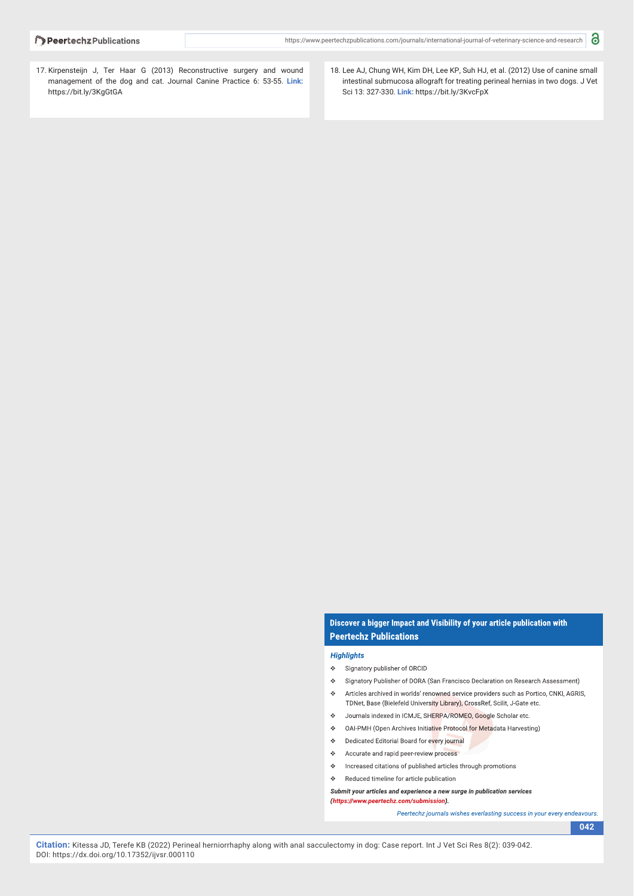17. Kirpensteijn J, Ter Haar G (2013) Reconstructive surgery and wound management of the dog and cat. Journal Canine Practice 6: 53-55. **Link:** https://bit.ly/3KgGtGA

18. Lee AJ, Chung WH, Kim DH, Lee KP, Suh HJ, et al. (2012) Use of canine small intestinal submucosa allograft for treating perineal hernias in two dogs. J Vet Sci 13: 327-330. **Link:** https://bit.ly/3KvcFpX

**Discover a bigger Impact and Visibility of your article publication with Peertechz Publications**

***Highlights***

- Signatory publisher of ORCID
- Signatory Publisher of DORA (San Francisco Declaration on Research Assessment)
- Articles archived in worlds' renowned service providers such as Portico, CNKI, AGRIS, TDNet, Base (Bielefeld University Library), CrossRef, Scilit, J-Gate etc.
- Journals indexed in ICMJE, SHERPA/ROMEO, Google Scholar etc.
- OAI-PMH (Open Archives Initiative Protocol for Metadata Harvesting)
- Dedicated Editorial Board for every journal
- Accurate and rapid peer-review process
- Increased citations of published articles through promotions
- Reduced timeline for article publication

***Submit your articles and experience a new surge in publication services (https://www.peertechz.com/submission).***

*Peertechz journals wishes everlasting success in your every endeavours.*

**Citation:** Kitessa JD, Terefe KB (2022) Perineal herniorrhaphy along with anal sacculectomy in dog: Case report. Int J Vet Sci Res 8(2): 039-042. DOI: https://dx.doi.org/10.17352/ijvsr.000110